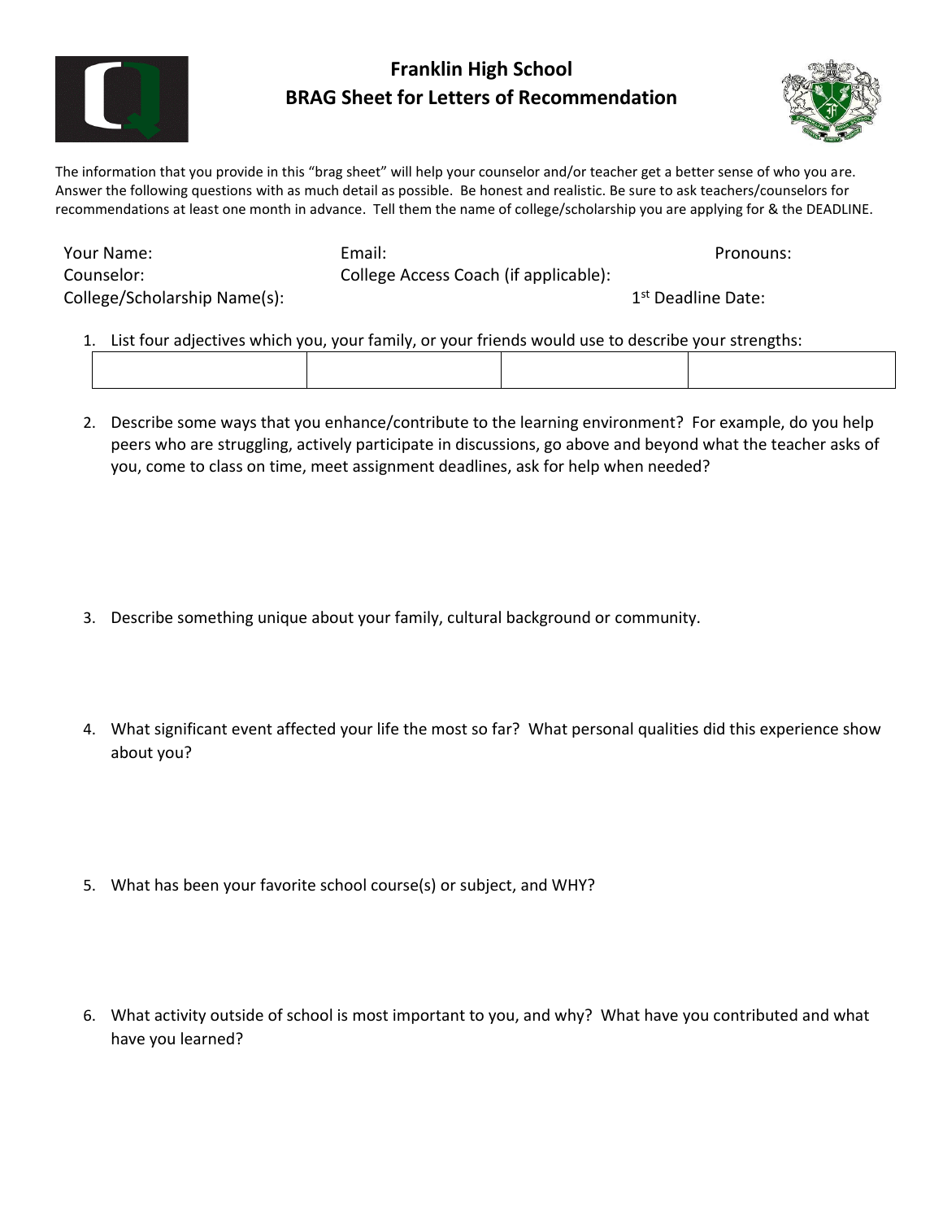# Franklin High School
## BRAG Sheet for Letters of Recommendation

The information that you provide in this "brag sheet" will help your counselor and/or teacher get a better sense of who you are. Answer the following questions with as much detail as possible. Be honest and realistic. Be sure to ask teachers/counselors for recommendations at least one month in advance. Tell them the name of college/scholarship you are applying for & the DEADLINE.

Your Name: Email: Pronouns:
Counselor: College Access Coach (if applicable):
College/Scholarship Name(s): 1st Deadline Date:

1. List four adjectives which you, your family, or your friends would use to describe your strengths:

| | | | |
|---|---|---|---|
| | | | |

2. Describe some ways that you enhance/contribute to the learning environment? For example, do you help peers who are struggling, actively participate in discussions, go above and beyond what the teacher asks of you, come to class on time, meet assignment deadlines, ask for help when needed?

3. Describe something unique about your family, cultural background or community.

4. What significant event affected your life the most so far? What personal qualities did this experience show about you?

5. What has been your favorite school course(s) or subject, and WHY?

6. What activity outside of school is most important to you, and why? What have you contributed and what have you learned?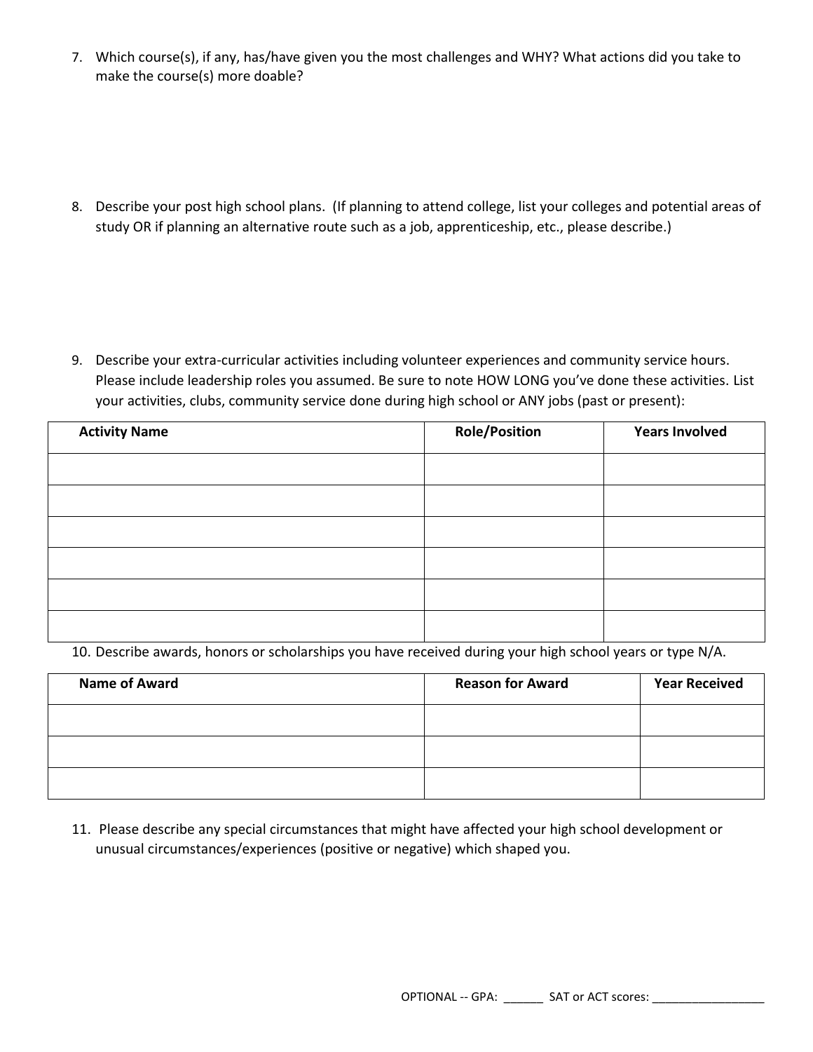7. Which course(s), if any, has/have given you the most challenges and WHY? What actions did you take to make the course(s) more doable?

8. Describe your post high school plans. (If planning to attend college, list your colleges and potential areas of study OR if planning an alternative route such as a job, apprenticeship, etc., please describe.)

9. Describe your extra-curricular activities including volunteer experiences and community service hours. Please include leadership roles you assumed. Be sure to note HOW LONG you've done these activities. List your activities, clubs, community service done during high school or ANY jobs (past or present):

| Activity Name | Role/Position | Years Involved |
|---|---|---|
| | | |
| | | |
| | | |
| | | |
| | | |
| | | |

10. Describe awards, honors or scholarships you have received during your high school years or type N/A.

| Name of Award | Reason for Award | Year Received |
|---|---|---|
| | | |
| | | |
| | | |

11. Please describe any special circumstances that might have affected your high school development or unusual circumstances/experiences (positive or negative) which shaped you.

OPTIONAL -- GPA: ______ SAT or ACT scores: _________________